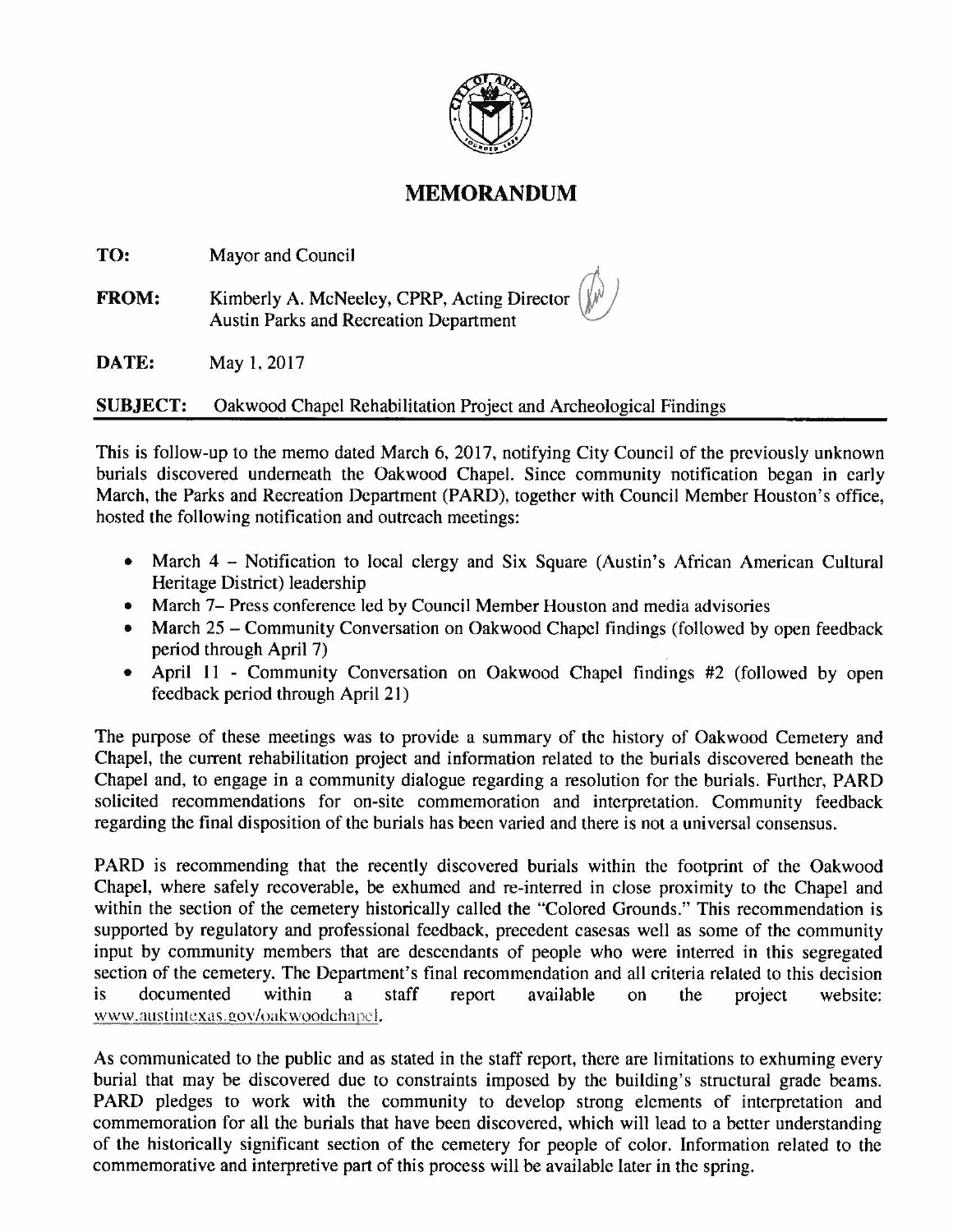# MEMORANDUM

**TO:** Mayor and Council

**FROM:** Kimberly A. McNeeley, CPRP, Acting Director
Austin Parks and Recreation Department

**DATE:** May 1, 2017

**SUBJECT:** Oakwood Chapel Rehabilitation Project and Archeological Findings

---

This is follow-up to the memo dated March 6, 2017, notifying City Council of the previously unknown burials discovered underneath the Oakwood Chapel. Since community notification began in early March, the Parks and Recreation Department (PARD), together with Council Member Houston's office, hosted the following notification and outreach meetings:

- March 4 – Notification to local clergy and Six Square (Austin's African American Cultural Heritage District) leadership
- March 7– Press conference led by Council Member Houston and media advisories
- March 25 – Community Conversation on Oakwood Chapel findings (followed by open feedback period through April 7)
- April 11 - Community Conversation on Oakwood Chapel findings #2 (followed by open feedback period through April 21)

The purpose of these meetings was to provide a summary of the history of Oakwood Cemetery and Chapel, the current rehabilitation project and information related to the burials discovered beneath the Chapel and, to engage in a community dialogue regarding a resolution for the burials. Further, PARD solicited recommendations for on-site commemoration and interpretation. Community feedback regarding the final disposition of the burials has been varied and there is not a universal consensus.

PARD is recommending that the recently discovered burials within the footprint of the Oakwood Chapel, where safely recoverable, be exhumed and re-interred in close proximity to the Chapel and within the section of the cemetery historically called the "Colored Grounds." This recommendation is supported by regulatory and professional feedback, precedent casesas well as some of the community input by community members that are descendants of people who were interred in this segregated section of the cemetery. The Department's final recommendation and all criteria related to this decision is documented within a staff report available on the project website: www.austintexas.gov/oakwoodchapel.

As communicated to the public and as stated in the staff report, there are limitations to exhuming every burial that may be discovered due to constraints imposed by the building's structural grade beams. PARD pledges to work with the community to develop strong elements of interpretation and commemoration for all the burials that have been discovered, which will lead to a better understanding of the historically significant section of the cemetery for people of color. Information related to the commemorative and interpretive part of this process will be available later in the spring.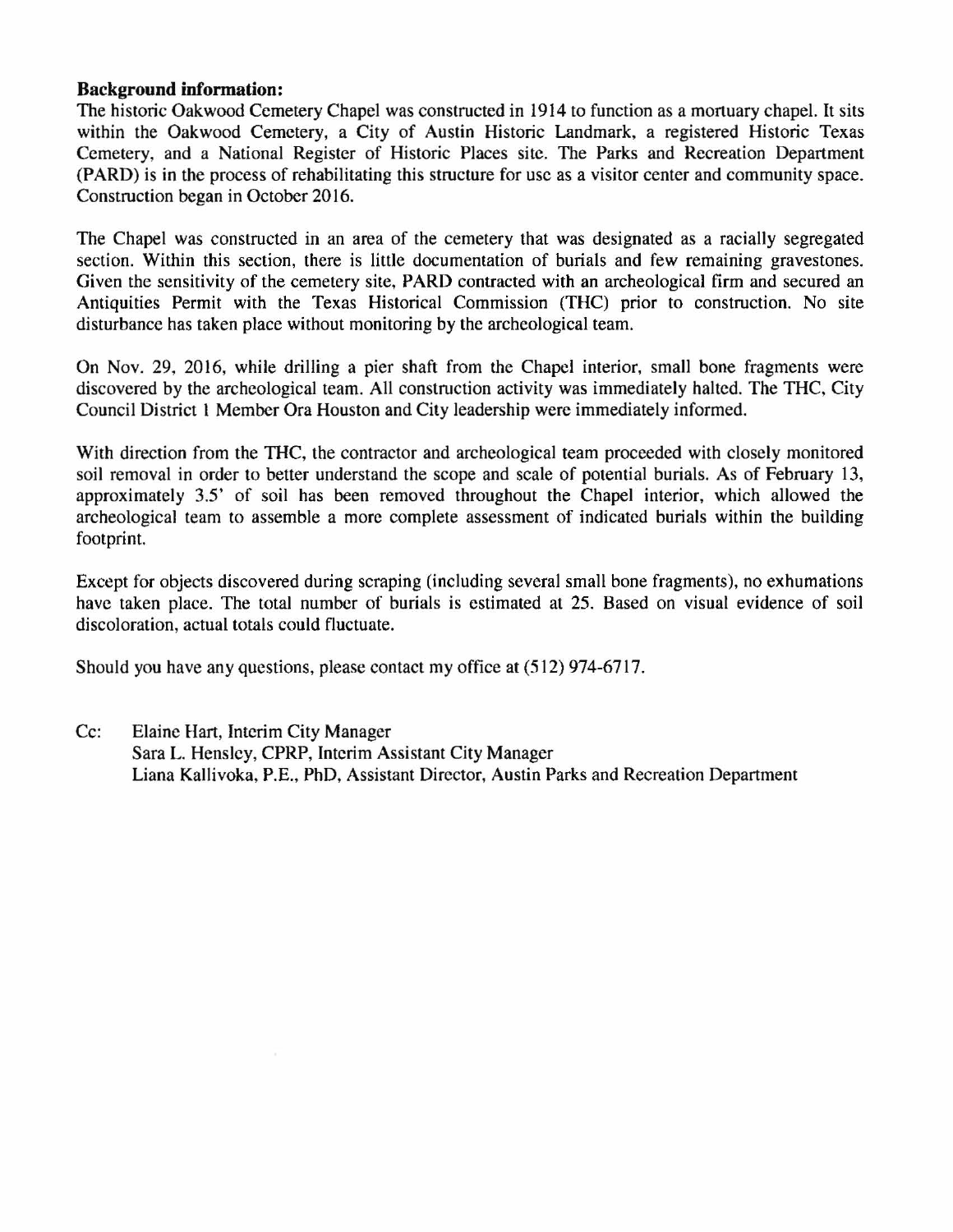**Background information:**

The historic Oakwood Cemetery Chapel was constructed in 1914 to function as a mortuary chapel. It sits within the Oakwood Cemetery, a City of Austin Historic Landmark, a registered Historic Texas Cemetery, and a National Register of Historic Places site. The Parks and Recreation Department (PARD) is in the process of rehabilitating this structure for use as a visitor center and community space. Construction began in October 2016.

The Chapel was constructed in an area of the cemetery that was designated as a racially segregated section. Within this section, there is little documentation of burials and few remaining gravestones. Given the sensitivity of the cemetery site, PARD contracted with an archeological firm and secured an Antiquities Permit with the Texas Historical Commission (THC) prior to construction. No site disturbance has taken place without monitoring by the archeological team.

On Nov. 29, 2016, while drilling a pier shaft from the Chapel interior, small bone fragments were discovered by the archeological team. All construction activity was immediately halted. The THC, City Council District 1 Member Ora Houston and City leadership were immediately informed.

With direction from the THC, the contractor and archeological team proceeded with closely monitored soil removal in order to better understand the scope and scale of potential burials. As of February 13, approximately 3.5' of soil has been removed throughout the Chapel interior, which allowed the archeological team to assemble a more complete assessment of indicated burials within the building footprint.

Except for objects discovered during scraping (including several small bone fragments), no exhumations have taken place. The total number of burials is estimated at 25. Based on visual evidence of soil discoloration, actual totals could fluctuate.

Should you have any questions, please contact my office at (512) 974-6717.

Cc: Elaine Hart, Interim City Manager
Sara L. Hensley, CPRP, Interim Assistant City Manager
Liana Kallivoka, P.E., PhD, Assistant Director, Austin Parks and Recreation Department